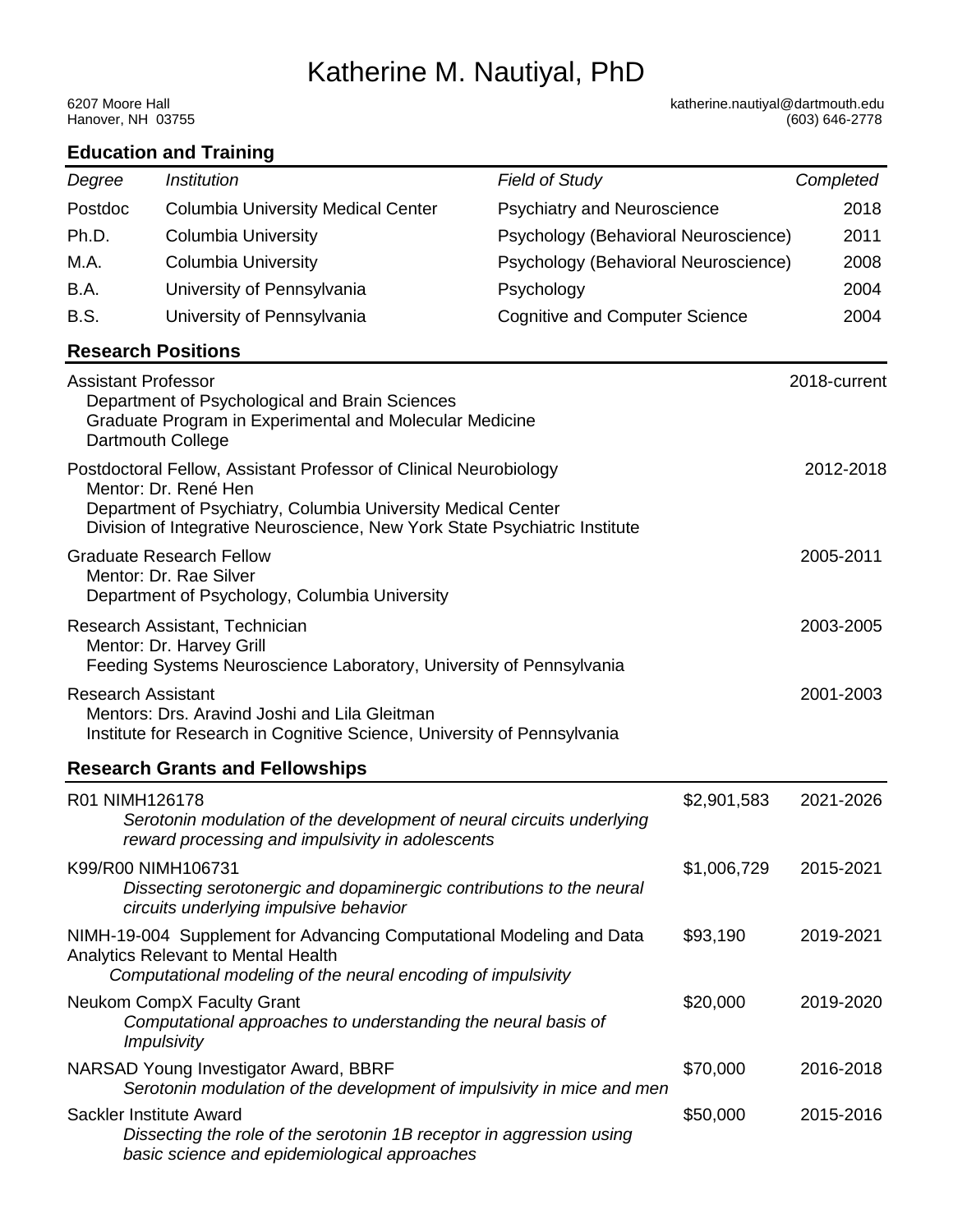# Katherine M. Nautiyal, PhD

6207 Moore Hall
Hanover, NH 03755

katherine.nautiyal@dartmouth.edu
(603) 646-2778

## Education and Training

| *Degree* | *Institution* | *Field of Study* | *Completed* |
|---|---|---|---|
| Postdoc | Columbia University Medical Center | Psychiatry and Neuroscience | 2018 |
| Ph.D. | Columbia University | Psychology (Behavioral Neuroscience) | 2011 |
| M.A. | Columbia University | Psychology (Behavioral Neuroscience) | 2008 |
| B.A. | University of Pennsylvania | Psychology | 2004 |
| B.S. | University of Pennsylvania | Cognitive and Computer Science | 2004 |

## Research Positions

**Assistant Professor** — 2018-current
Department of Psychological and Brain Sciences
Graduate Program in Experimental and Molecular Medicine
Dartmouth College

**Postdoctoral Fellow, Assistant Professor of Clinical Neurobiology** — 2012-2018
Mentor: Dr. René Hen
Department of Psychiatry, Columbia University Medical Center
Division of Integrative Neuroscience, New York State Psychiatric Institute

**Graduate Research Fellow** — 2005-2011
Mentor: Dr. Rae Silver
Department of Psychology, Columbia University

**Research Assistant, Technician** — 2003-2005
Mentor: Dr. Harvey Grill
Feeding Systems Neuroscience Laboratory, University of Pennsylvania

**Research Assistant** — 2001-2003
Mentors: Drs. Aravind Joshi and Lila Gleitman
Institute for Research in Cognitive Science, University of Pennsylvania

## Research Grants and Fellowships

| Grant | Amount | Years |
|---|---|---|
| R01 NIMH126178<br>*Serotonin modulation of the development of neural circuits underlying reward processing and impulsivity in adolescents* | $2,901,583 | 2021-2026 |
| K99/R00 NIMH106731<br>*Dissecting serotonergic and dopaminergic contributions to the neural circuits underlying impulsive behavior* | $1,006,729 | 2015-2021 |
| NIMH-19-004 Supplement for Advancing Computational Modeling and Data Analytics Relevant to Mental Health<br>*Computational modeling of the neural encoding of impulsivity* | $93,190 | 2019-2021 |
| Neukom CompX Faculty Grant<br>*Computational approaches to understanding the neural basis of Impulsivity* | $20,000 | 2019-2020 |
| NARSAD Young Investigator Award, BBRF<br>*Serotonin modulation of the development of impulsivity in mice and men* | $70,000 | 2016-2018 |
| Sackler Institute Award<br>*Dissecting the role of the serotonin 1B receptor in aggression using basic science and epidemiological approaches* | $50,000 | 2015-2016 |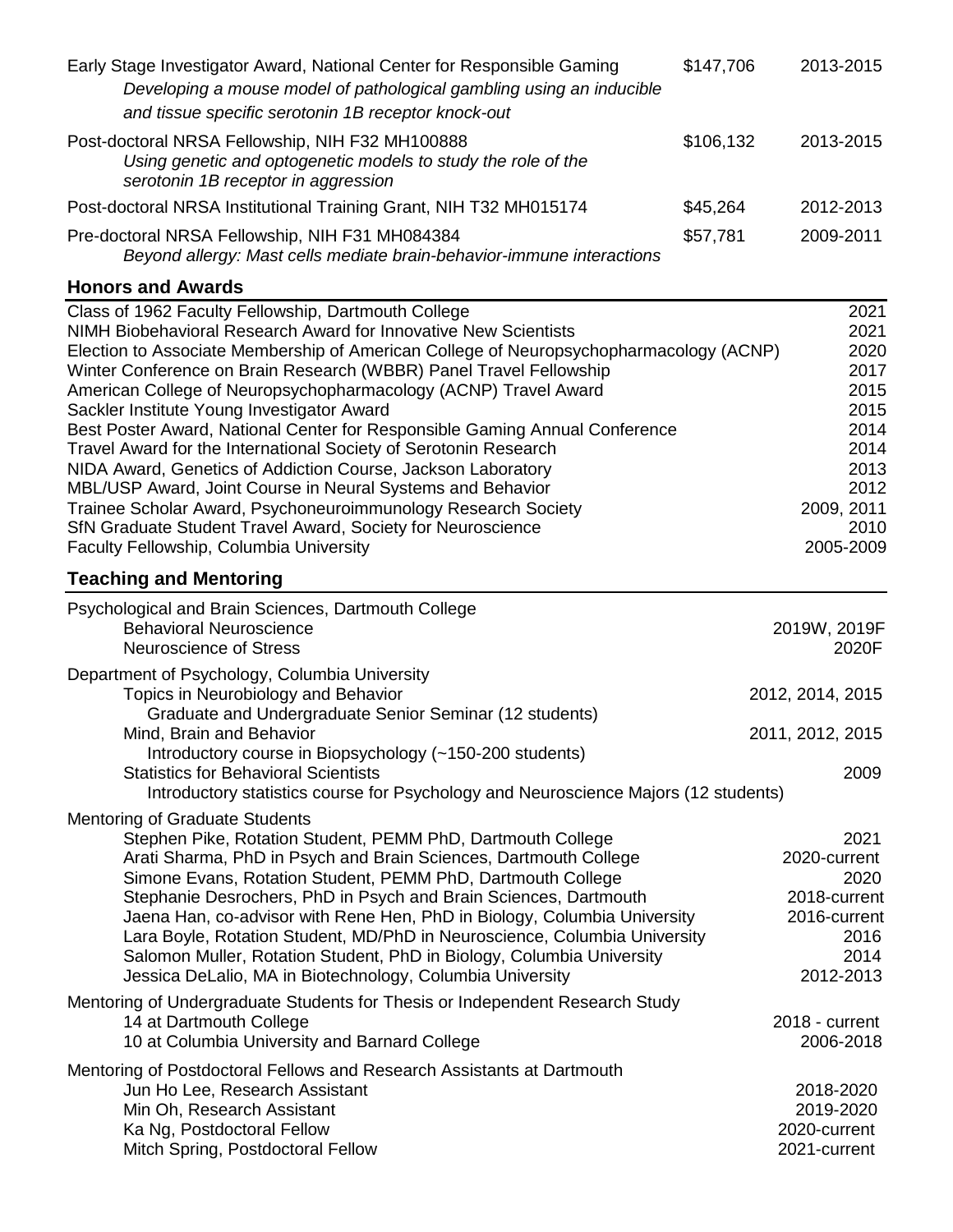| | | |
|---|---|---|
| Early Stage Investigator Award, National Center for Responsible Gaming<br>*Developing a mouse model of pathological gambling using an inducible and tissue specific serotonin 1B receptor knock-out* | $147,706 | 2013-2015 |
| Post-doctoral NRSA Fellowship, NIH F32 MH100888<br>*Using genetic and optogenetic models to study the role of the serotonin 1B receptor in aggression* | $106,132 | 2013-2015 |
| Post-doctoral NRSA Institutional Training Grant, NIH T32 MH015174 | $45,264 | 2012-2013 |
| Pre-doctoral NRSA Fellowship, NIH F31 MH084384<br>*Beyond allergy: Mast cells mediate brain-behavior-immune interactions* | $57,781 | 2009-2011 |

## Honors and Awards

| | |
|---|---|
| Class of 1962 Faculty Fellowship, Dartmouth College | 2021 |
| NIMH Biobehavioral Research Award for Innovative New Scientists | 2021 |
| Election to Associate Membership of American College of Neuropsychopharmacology (ACNP) | 2020 |
| Winter Conference on Brain Research (WBBR) Panel Travel Fellowship | 2017 |
| American College of Neuropsychopharmacology (ACNP) Travel Award | 2015 |
| Sackler Institute Young Investigator Award | 2015 |
| Best Poster Award, National Center for Responsible Gaming Annual Conference | 2014 |
| Travel Award for the International Society of Serotonin Research | 2014 |
| NIDA Award, Genetics of Addiction Course, Jackson Laboratory | 2013 |
| MBL/USP Award, Joint Course in Neural Systems and Behavior | 2012 |
| Trainee Scholar Award, Psychoneuroimmunology Research Society | 2009, 2011 |
| SfN Graduate Student Travel Award, Society for Neuroscience | 2010 |
| Faculty Fellowship, Columbia University | 2005-2009 |

## Teaching and Mentoring

Psychological and Brain Sciences, Dartmouth College

| | |
|---|---|
| Behavioral Neuroscience | 2019W, 2019F |
| Neuroscience of Stress | 2020F |

Department of Psychology, Columbia University

| | |
|---|---|
| Topics in Neurobiology and Behavior<br>Graduate and Undergraduate Senior Seminar (12 students) | 2012, 2014, 2015 |
| Mind, Brain and Behavior<br>Introductory course in Biopsychology (~150-200 students) | 2011, 2012, 2015 |
| Statistics for Behavioral Scientists<br>Introductory statistics course for Psychology and Neuroscience Majors (12 students) | 2009 |

Mentoring of Graduate Students

| | |
|---|---|
| Stephen Pike, Rotation Student, PEMM PhD, Dartmouth College | 2021 |
| Arati Sharma, PhD in Psych and Brain Sciences, Dartmouth College | 2020-current |
| Simone Evans, Rotation Student, PEMM PhD, Dartmouth College | 2020 |
| Stephanie Desrochers, PhD in Psych and Brain Sciences, Dartmouth | 2018-current |
| Jaena Han, co-advisor with Rene Hen, PhD in Biology, Columbia University | 2016-current |
| Lara Boyle, Rotation Student, MD/PhD in Neuroscience, Columbia University | 2016 |
| Salomon Muller, Rotation Student, PhD in Biology, Columbia University | 2014 |
| Jessica DeLalio, MA in Biotechnology, Columbia University | 2012-2013 |

Mentoring of Undergraduate Students for Thesis or Independent Research Study

| | |
|---|---|
| 14 at Dartmouth College | 2018 - current |
| 10 at Columbia University and Barnard College | 2006-2018 |

Mentoring of Postdoctoral Fellows and Research Assistants at Dartmouth

| | |
|---|---|
| Jun Ho Lee, Research Assistant | 2018-2020 |
| Min Oh, Research Assistant | 2019-2020 |
| Ka Ng, Postdoctoral Fellow | 2020-current |
| Mitch Spring, Postdoctoral Fellow | 2021-current |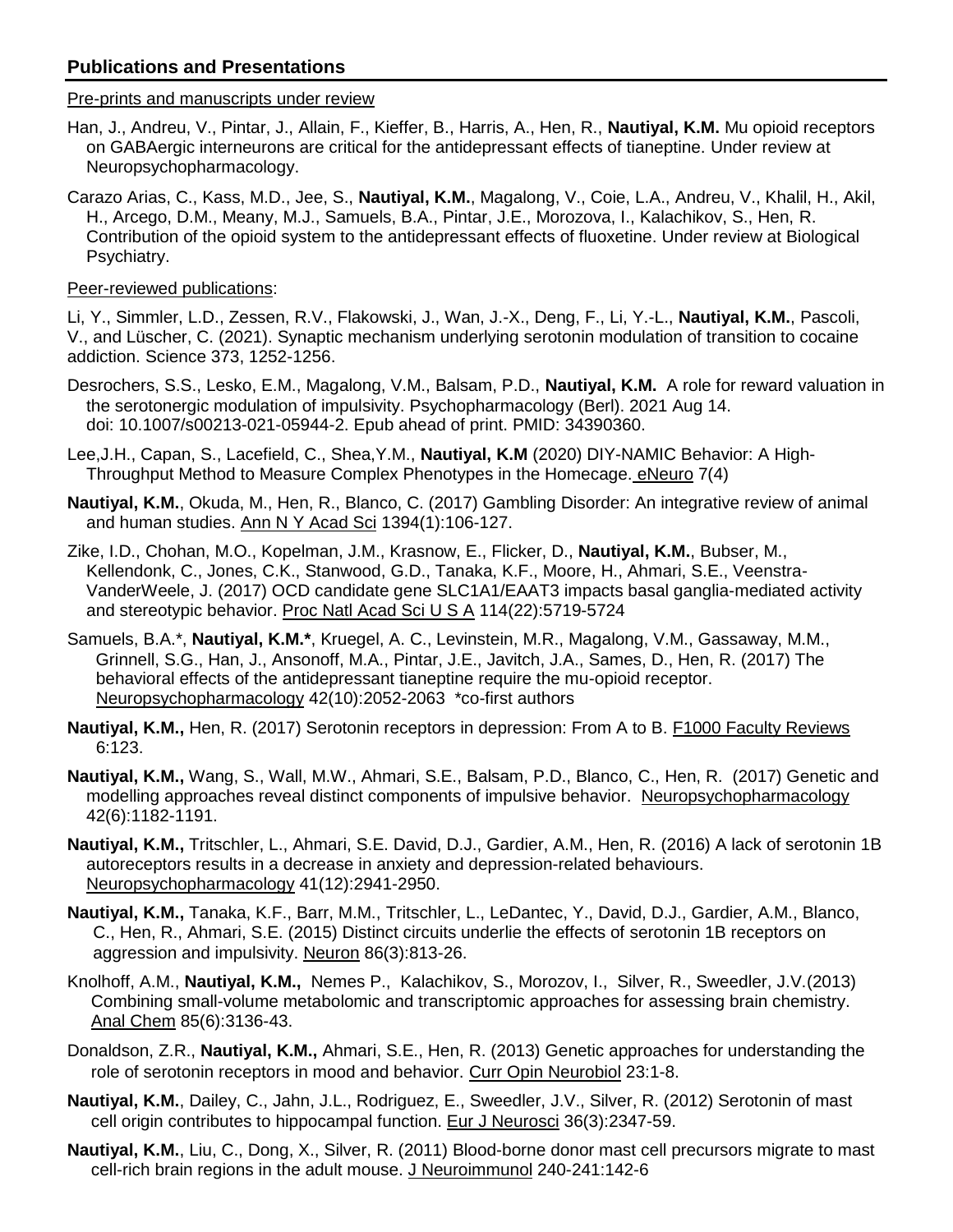## Publications and Presentations

<u>Pre-prints and manuscripts under review</u>

Han, J., Andreu, V., Pintar, J., Allain, F., Kieffer, B., Harris, A., Hen, R., **Nautiyal, K.M.** Mu opioid receptors on GABAergic interneurons are critical for the antidepressant effects of tianeptine. Under review at Neuropsychopharmacology.

Carazo Arias, C., Kass, M.D., Jee, S., **Nautiyal, K.M.**, Magalong, V., Coie, L.A., Andreu, V., Khalil, H., Akil, H., Arcego, D.M., Meany, M.J., Samuels, B.A., Pintar, J.E., Morozova, I., Kalachikov, S., Hen, R. Contribution of the opioid system to the antidepressant effects of fluoxetine. Under review at Biological Psychiatry.

<u>Peer-reviewed publications</u>:

Li, Y., Simmler, L.D., Zessen, R.V., Flakowski, J., Wan, J.-X., Deng, F., Li, Y.-L., **Nautiyal, K.M.**, Pascoli, V., and Lüscher, C. (2021). Synaptic mechanism underlying serotonin modulation of transition to cocaine addiction. Science 373, 1252-1256.

Desrochers, S.S., Lesko, E.M., Magalong, V.M., Balsam, P.D., **Nautiyal, K.M.** A role for reward valuation in the serotonergic modulation of impulsivity. Psychopharmacology (Berl). 2021 Aug 14. doi: 10.1007/s00213-021-05944-2. Epub ahead of print. PMID: 34390360.

Lee,J.H., Capan, S., Lacefield, C., Shea,Y.M., **Nautiyal, K.M** (2020) DIY-NAMIC Behavior: A High-Throughput Method to Measure Complex Phenotypes in the Homecage. <u>eNeuro</u> 7(4)

**Nautiyal, K.M.**, Okuda, M., Hen, R., Blanco, C. (2017) Gambling Disorder: An integrative review of animal and human studies. <u>Ann N Y Acad Sci</u> 1394(1):106-127.

Zike, I.D., Chohan, M.O., Kopelman, J.M., Krasnow, E., Flicker, D., **Nautiyal, K.M.**, Bubser, M., Kellendonk, C., Jones, C.K., Stanwood, G.D., Tanaka, K.F., Moore, H., Ahmari, S.E., Veenstra-VanderWeele, J. (2017) OCD candidate gene SLC1A1/EAAT3 impacts basal ganglia-mediated activity and stereotypic behavior. <u>Proc Natl Acad Sci U S A</u> 114(22):5719-5724

Samuels, B.A.*, **Nautiyal, K.M.***, Kruegel, A. C., Levinstein, M.R., Magalong, V.M., Gassaway, M.M., Grinnell, S.G., Han, J., Ansonoff, M.A., Pintar, J.E., Javitch, J.A., Sames, D., Hen, R. (2017) The behavioral effects of the antidepressant tianeptine require the mu-opioid receptor. <u>Neuropsychopharmacology</u> 42(10):2052-2063 *co-first authors

**Nautiyal, K.M.,** Hen, R. (2017) Serotonin receptors in depression: From A to B. <u>F1000 Faculty Reviews</u> 6:123.

**Nautiyal, K.M.,** Wang, S., Wall, M.W., Ahmari, S.E., Balsam, P.D., Blanco, C., Hen, R. (2017) Genetic and modelling approaches reveal distinct components of impulsive behavior. <u>Neuropsychopharmacology</u> 42(6):1182-1191.

**Nautiyal, K.M.,** Tritschler, L., Ahmari, S.E. David, D.J., Gardier, A.M., Hen, R. (2016) A lack of serotonin 1B autoreceptors results in a decrease in anxiety and depression-related behaviours. <u>Neuropsychopharmacology</u> 41(12):2941-2950.

**Nautiyal, K.M.,** Tanaka, K.F., Barr, M.M., Tritschler, L., LeDantec, Y., David, D.J., Gardier, A.M., Blanco, C., Hen, R., Ahmari, S.E. (2015) Distinct circuits underlie the effects of serotonin 1B receptors on aggression and impulsivity. <u>Neuron</u> 86(3):813-26.

Knolhoff, A.M., **Nautiyal, K.M.,** Nemes P., Kalachikov, S., Morozov, I., Silver, R., Sweedler, J.V.(2013) Combining small-volume metabolomic and transcriptomic approaches for assessing brain chemistry. <u>Anal Chem</u> 85(6):3136-43.

Donaldson, Z.R., **Nautiyal, K.M.,** Ahmari, S.E., Hen, R. (2013) Genetic approaches for understanding the role of serotonin receptors in mood and behavior. <u>Curr Opin Neurobiol</u> 23:1-8.

**Nautiyal, K.M.**, Dailey, C., Jahn, J.L., Rodriguez, E., Sweedler, J.V., Silver, R. (2012) Serotonin of mast cell origin contributes to hippocampal function. <u>Eur J Neurosci</u> 36(3):2347-59.

**Nautiyal, K.M.**, Liu, C., Dong, X., Silver, R. (2011) Blood-borne donor mast cell precursors migrate to mast cell-rich brain regions in the adult mouse. <u>J Neuroimmunol</u> 240-241:142-6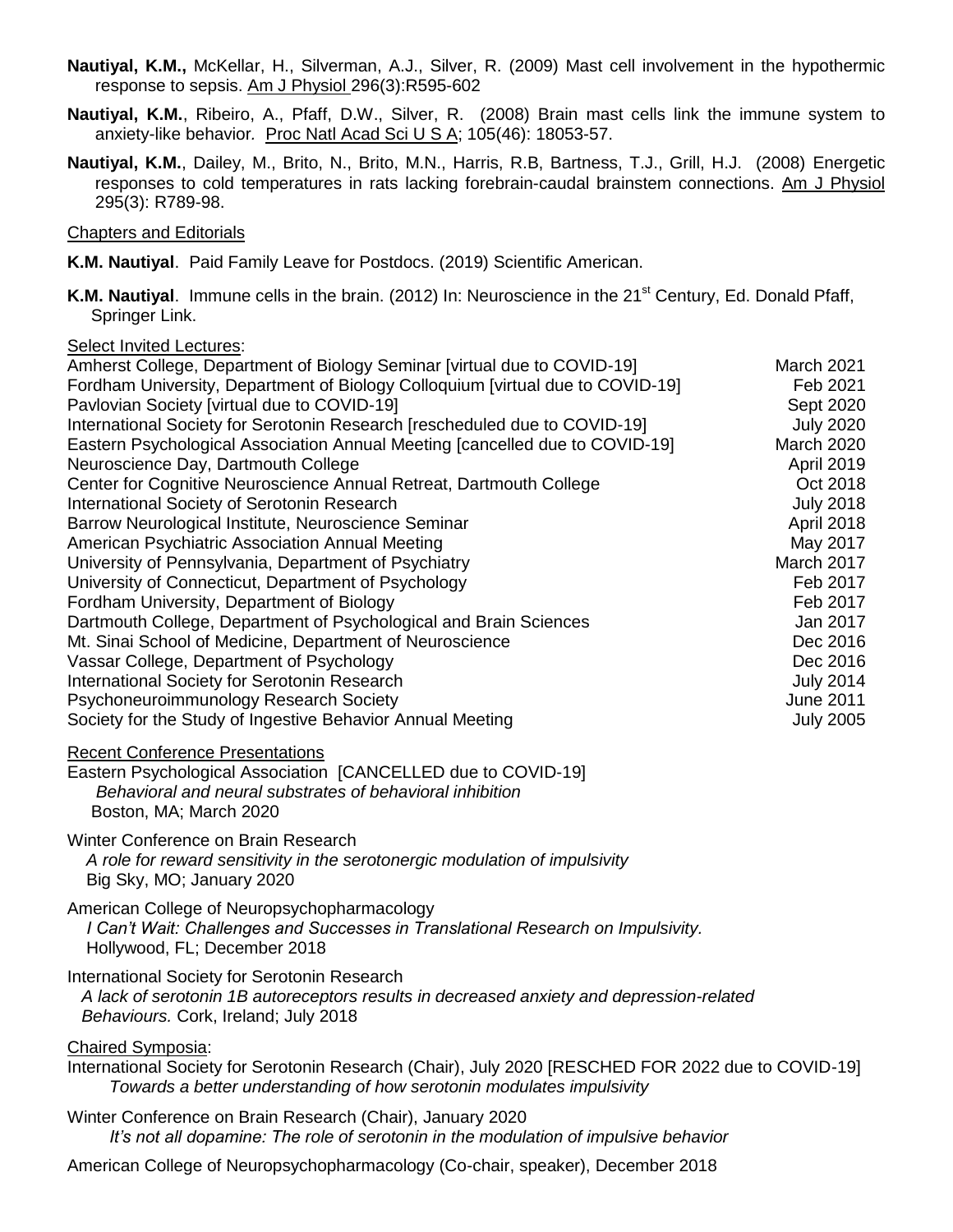**Nautiyal, K.M.,** McKellar, H., Silverman, A.J., Silver, R. (2009) Mast cell involvement in the hypothermic response to sepsis. Am J Physiol 296(3):R595-602

**Nautiyal, K.M.**, Ribeiro, A., Pfaff, D.W., Silver, R. (2008) Brain mast cells link the immune system to anxiety-like behavior. Proc Natl Acad Sci U S A; 105(46): 18053-57.

**Nautiyal, K.M.**, Dailey, M., Brito, N., Brito, M.N., Harris, R.B, Bartness, T.J., Grill, H.J. (2008) Energetic responses to cold temperatures in rats lacking forebrain-caudal brainstem connections. Am J Physiol 295(3): R789-98.

Chapters and Editorials

**K.M. Nautiyal**. Paid Family Leave for Postdocs. (2019) Scientific American.

**K.M. Nautiyal**. Immune cells in the brain. (2012) In: Neuroscience in the 21st Century, Ed. Donald Pfaff, Springer Link.

Select Invited Lectures:

| | |
|---|---|
| Amherst College, Department of Biology Seminar [virtual due to COVID-19] | March 2021 |
| Fordham University, Department of Biology Colloquium [virtual due to COVID-19] | Feb 2021 |
| Pavlovian Society [virtual due to COVID-19] | Sept 2020 |
| International Society for Serotonin Research [rescheduled due to COVID-19] | July 2020 |
| Eastern Psychological Association Annual Meeting [cancelled due to COVID-19] | March 2020 |
| Neuroscience Day, Dartmouth College | April 2019 |
| Center for Cognitive Neuroscience Annual Retreat, Dartmouth College | Oct 2018 |
| International Society of Serotonin Research | July 2018 |
| Barrow Neurological Institute, Neuroscience Seminar | April 2018 |
| American Psychiatric Association Annual Meeting | May 2017 |
| University of Pennsylvania, Department of Psychiatry | March 2017 |
| University of Connecticut, Department of Psychology | Feb 2017 |
| Fordham University, Department of Biology | Feb 2017 |
| Dartmouth College, Department of Psychological and Brain Sciences | Jan 2017 |
| Mt. Sinai School of Medicine, Department of Neuroscience | Dec 2016 |
| Vassar College, Department of Psychology | Dec 2016 |
| International Society for Serotonin Research | July 2014 |
| Psychoneuroimmunology Research Society | June 2011 |
| Society for the Study of Ingestive Behavior Annual Meeting | July 2005 |

Recent Conference Presentations

Eastern Psychological Association [CANCELLED due to COVID-19]
*Behavioral and neural substrates of behavioral inhibition*
Boston, MA; March 2020

Winter Conference on Brain Research
*A role for reward sensitivity in the serotonergic modulation of impulsivity*
Big Sky, MO; January 2020

American College of Neuropsychopharmacology
*I Can't Wait: Challenges and Successes in Translational Research on Impulsivity.*
Hollywood, FL; December 2018

International Society for Serotonin Research
*A lack of serotonin 1B autoreceptors results in decreased anxiety and depression-related Behaviours.* Cork, Ireland; July 2018

Chaired Symposia:

International Society for Serotonin Research (Chair), July 2020 [RESCHED FOR 2022 due to COVID-19]
*Towards a better understanding of how serotonin modulates impulsivity*

Winter Conference on Brain Research (Chair), January 2020
*It's not all dopamine: The role of serotonin in the modulation of impulsive behavior*

American College of Neuropsychopharmacology (Co-chair, speaker), December 2018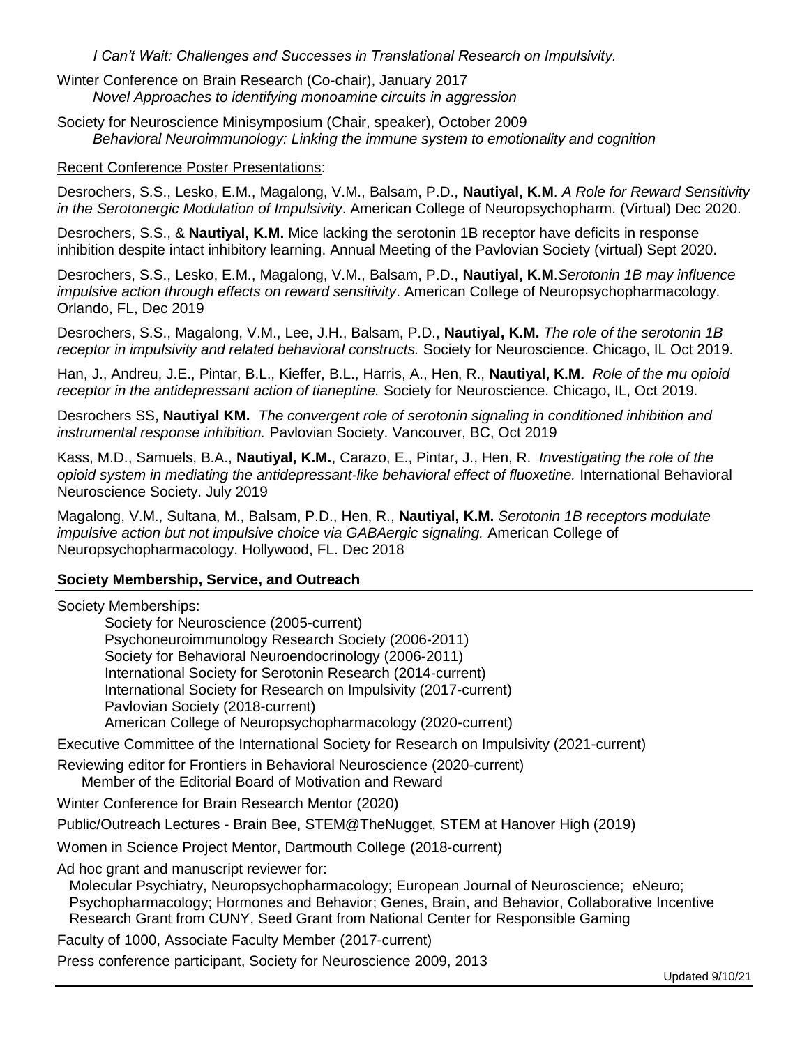*I Can't Wait: Challenges and Successes in Translational Research on Impulsivity*.

Winter Conference on Brain Research (Co-chair), January 2017
*Novel Approaches to identifying monoamine circuits in aggression*

Society for Neuroscience Minisymposium (Chair, speaker), October 2009
*Behavioral Neuroimmunology: Linking the immune system to emotionality and cognition*

Recent Conference Poster Presentations:

Desrochers, S.S., Lesko, E.M., Magalong, V.M., Balsam, P.D., **Nautiyal, K.M**. *A Role for Reward Sensitivity in the Serotonergic Modulation of Impulsivity*. American College of Neuropsychopharm. (Virtual) Dec 2020.

Desrochers, S.S., & **Nautiyal, K.M.** Mice lacking the serotonin 1B receptor have deficits in response inhibition despite intact inhibitory learning. Annual Meeting of the Pavlovian Society (virtual) Sept 2020.

Desrochers, S.S., Lesko, E.M., Magalong, V.M., Balsam, P.D., **Nautiyal, K.M**.*Serotonin 1B may influence impulsive action through effects on reward sensitivity*. American College of Neuropsychopharmacology. Orlando, FL, Dec 2019

Desrochers, S.S., Magalong, V.M., Lee, J.H., Balsam, P.D., **Nautiyal, K.M.** *The role of the serotonin 1B receptor in impulsivity and related behavioral constructs.* Society for Neuroscience. Chicago, IL Oct 2019.

Han, J., Andreu, J.E., Pintar, B.L., Kieffer, B.L., Harris, A., Hen, R., **Nautiyal, K.M.** *Role of the mu opioid receptor in the antidepressant action of tianeptine.* Society for Neuroscience. Chicago, IL, Oct 2019.

Desrochers SS, **Nautiyal KM.** *The convergent role of serotonin signaling in conditioned inhibition and instrumental response inhibition.* Pavlovian Society. Vancouver, BC, Oct 2019

Kass, M.D., Samuels, B.A., **Nautiyal, K.M.**, Carazo, E., Pintar, J., Hen, R. *Investigating the role of the opioid system in mediating the antidepressant-like behavioral effect of fluoxetine.* International Behavioral Neuroscience Society. July 2019

Magalong, V.M., Sultana, M., Balsam, P.D., Hen, R., **Nautiyal, K.M.** *Serotonin 1B receptors modulate impulsive action but not impulsive choice via GABAergic signaling.* American College of Neuropsychopharmacology. Hollywood, FL. Dec 2018

**Society Membership, Service, and Outreach**

Society Memberships:
- Society for Neuroscience (2005-current)
- Psychoneuroimmunology Research Society (2006-2011)
- Society for Behavioral Neuroendocrinology (2006-2011)
- International Society for Serotonin Research (2014-current)
- International Society for Research on Impulsivity (2017-current)
- Pavlovian Society (2018-current)
- American College of Neuropsychopharmacology (2020-current)

Executive Committee of the International Society for Research on Impulsivity (2021-current)

Reviewing editor for Frontiers in Behavioral Neuroscience (2020-current)
Member of the Editorial Board of Motivation and Reward

Winter Conference for Brain Research Mentor (2020)

Public/Outreach Lectures - Brain Bee, STEM@TheNugget, STEM at Hanover High (2019)

Women in Science Project Mentor, Dartmouth College (2018-current)

Ad hoc grant and manuscript reviewer for:
Molecular Psychiatry, Neuropsychopharmacology; European Journal of Neuroscience; eNeuro; Psychopharmacology; Hormones and Behavior; Genes, Brain, and Behavior, Collaborative Incentive Research Grant from CUNY, Seed Grant from National Center for Responsible Gaming

Faculty of 1000, Associate Faculty Member (2017-current)

Press conference participant, Society for Neuroscience 2009, 2013

Updated 9/10/21